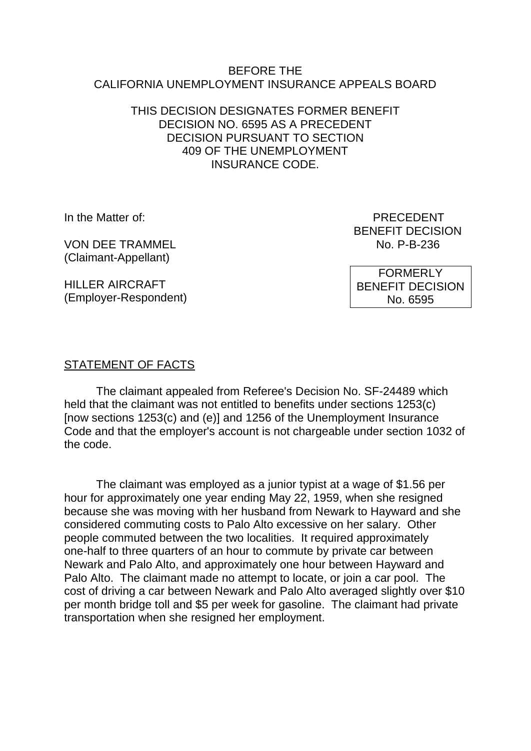BEFORE THE
CALIFORNIA UNEMPLOYMENT INSURANCE APPEALS BOARD

THIS DECISION DESIGNATES FORMER BENEFIT DECISION NO. 6595 AS A PRECEDENT DECISION PURSUANT TO SECTION 409 OF THE UNEMPLOYMENT INSURANCE CODE.

In the Matter of:

VON DEE TRAMMEL
(Claimant-Appellant)

HILLER AIRCRAFT
(Employer-Respondent)

PRECEDENT
BENEFIT DECISION
No. P-B-236

FORMERLY
BENEFIT DECISION
No. 6595

## STATEMENT OF FACTS

The claimant appealed from Referee's Decision No. SF-24489 which held that the claimant was not entitled to benefits under sections 1253(c) [now sections 1253(c) and (e)] and 1256 of the Unemployment Insurance Code and that the employer's account is not chargeable under section 1032 of the code.

The claimant was employed as a junior typist at a wage of $1.56 per hour for approximately one year ending May 22, 1959, when she resigned because she was moving with her husband from Newark to Hayward and she considered commuting costs to Palo Alto excessive on her salary. Other people commuted between the two localities. It required approximately one-half to three quarters of an hour to commute by private car between Newark and Palo Alto, and approximately one hour between Hayward and Palo Alto. The claimant made no attempt to locate, or join a car pool. The cost of driving a car between Newark and Palo Alto averaged slightly over $10 per month bridge toll and $5 per week for gasoline. The claimant had private transportation when she resigned her employment.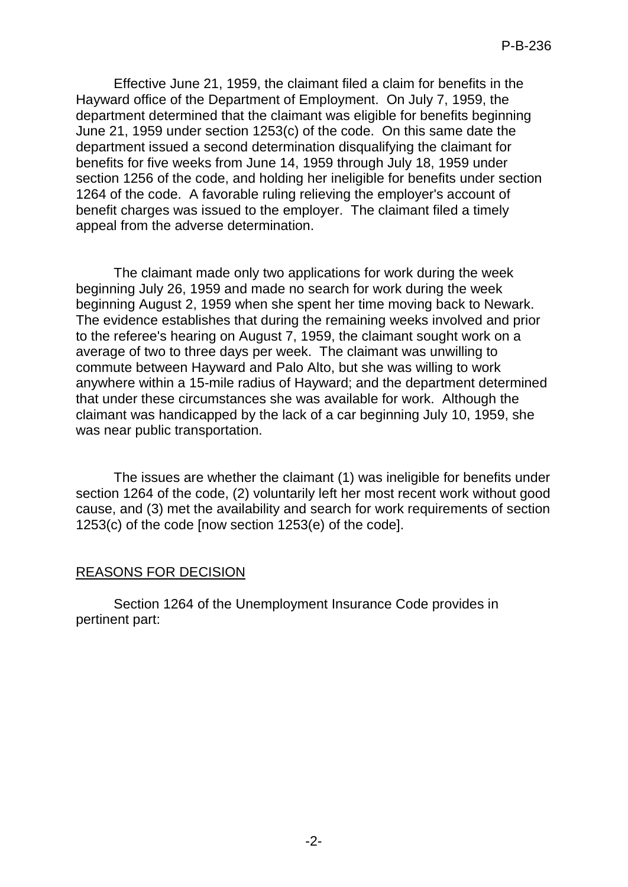Effective June 21, 1959, the claimant filed a claim for benefits in the Hayward office of the Department of Employment. On July 7, 1959, the department determined that the claimant was eligible for benefits beginning June 21, 1959 under section 1253(c) of the code. On this same date the department issued a second determination disqualifying the claimant for benefits for five weeks from June 14, 1959 through July 18, 1959 under section 1256 of the code, and holding her ineligible for benefits under section 1264 of the code. A favorable ruling relieving the employer's account of benefit charges was issued to the employer. The claimant filed a timely appeal from the adverse determination.

The claimant made only two applications for work during the week beginning July 26, 1959 and made no search for work during the week beginning August 2, 1959 when she spent her time moving back to Newark. The evidence establishes that during the remaining weeks involved and prior to the referee's hearing on August 7, 1959, the claimant sought work on a average of two to three days per week. The claimant was unwilling to commute between Hayward and Palo Alto, but she was willing to work anywhere within a 15-mile radius of Hayward; and the department determined that under these circumstances she was available for work. Although the claimant was handicapped by the lack of a car beginning July 10, 1959, she was near public transportation.

The issues are whether the claimant (1) was ineligible for benefits under section 1264 of the code, (2) voluntarily left her most recent work without good cause, and (3) met the availability and search for work requirements of section 1253(c) of the code [now section 1253(e) of the code].

## REASONS FOR DECISION

Section 1264 of the Unemployment Insurance Code provides in pertinent part: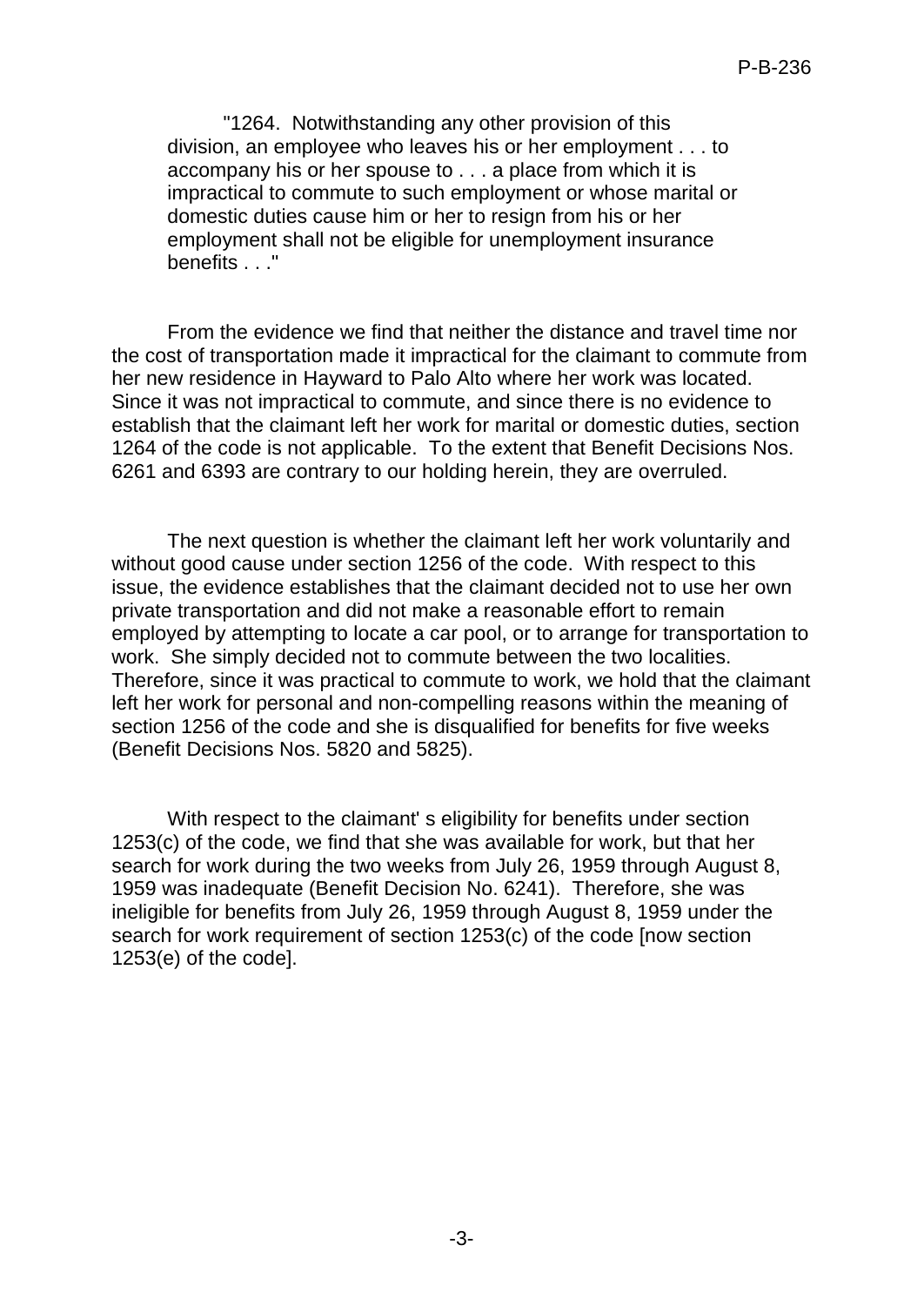"1264. Notwithstanding any other provision of this division, an employee who leaves his or her employment . . . to accompany his or her spouse to . . . a place from which it is impractical to commute to such employment or whose marital or domestic duties cause him or her to resign from his or her employment shall not be eligible for unemployment insurance benefits . . ."

From the evidence we find that neither the distance and travel time nor the cost of transportation made it impractical for the claimant to commute from her new residence in Hayward to Palo Alto where her work was located. Since it was not impractical to commute, and since there is no evidence to establish that the claimant left her work for marital or domestic duties, section 1264 of the code is not applicable. To the extent that Benefit Decisions Nos. 6261 and 6393 are contrary to our holding herein, they are overruled.

The next question is whether the claimant left her work voluntarily and without good cause under section 1256 of the code. With respect to this issue, the evidence establishes that the claimant decided not to use her own private transportation and did not make a reasonable effort to remain employed by attempting to locate a car pool, or to arrange for transportation to work. She simply decided not to commute between the two localities. Therefore, since it was practical to commute to work, we hold that the claimant left her work for personal and non-compelling reasons within the meaning of section 1256 of the code and she is disqualified for benefits for five weeks (Benefit Decisions Nos. 5820 and 5825).

With respect to the claimant' s eligibility for benefits under section 1253(c) of the code, we find that she was available for work, but that her search for work during the two weeks from July 26, 1959 through August 8, 1959 was inadequate (Benefit Decision No. 6241). Therefore, she was ineligible for benefits from July 26, 1959 through August 8, 1959 under the search for work requirement of section 1253(c) of the code [now section 1253(e) of the code].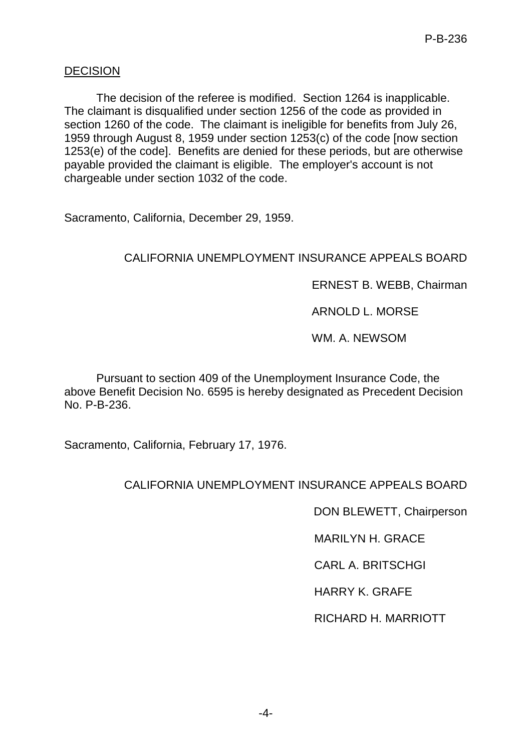DECISION

The decision of the referee is modified. Section 1264 is inapplicable. The claimant is disqualified under section 1256 of the code as provided in section 1260 of the code. The claimant is ineligible for benefits from July 26, 1959 through August 8, 1959 under section 1253(c) of the code [now section 1253(e) of the code]. Benefits are denied for these periods, but are otherwise payable provided the claimant is eligible. The employer's account is not chargeable under section 1032 of the code.

Sacramento, California, December 29, 1959.

CALIFORNIA UNEMPLOYMENT INSURANCE APPEALS BOARD

ERNEST B. WEBB, Chairman

ARNOLD L. MORSE

WM. A. NEWSOM

Pursuant to section 409 of the Unemployment Insurance Code, the above Benefit Decision No. 6595 is hereby designated as Precedent Decision No. P-B-236.

Sacramento, California, February 17, 1976.

CALIFORNIA UNEMPLOYMENT INSURANCE APPEALS BOARD

DON BLEWETT, Chairperson

MARILYN H. GRACE

CARL A. BRITSCHGI

HARRY K. GRAFE

RICHARD H. MARRIOTT